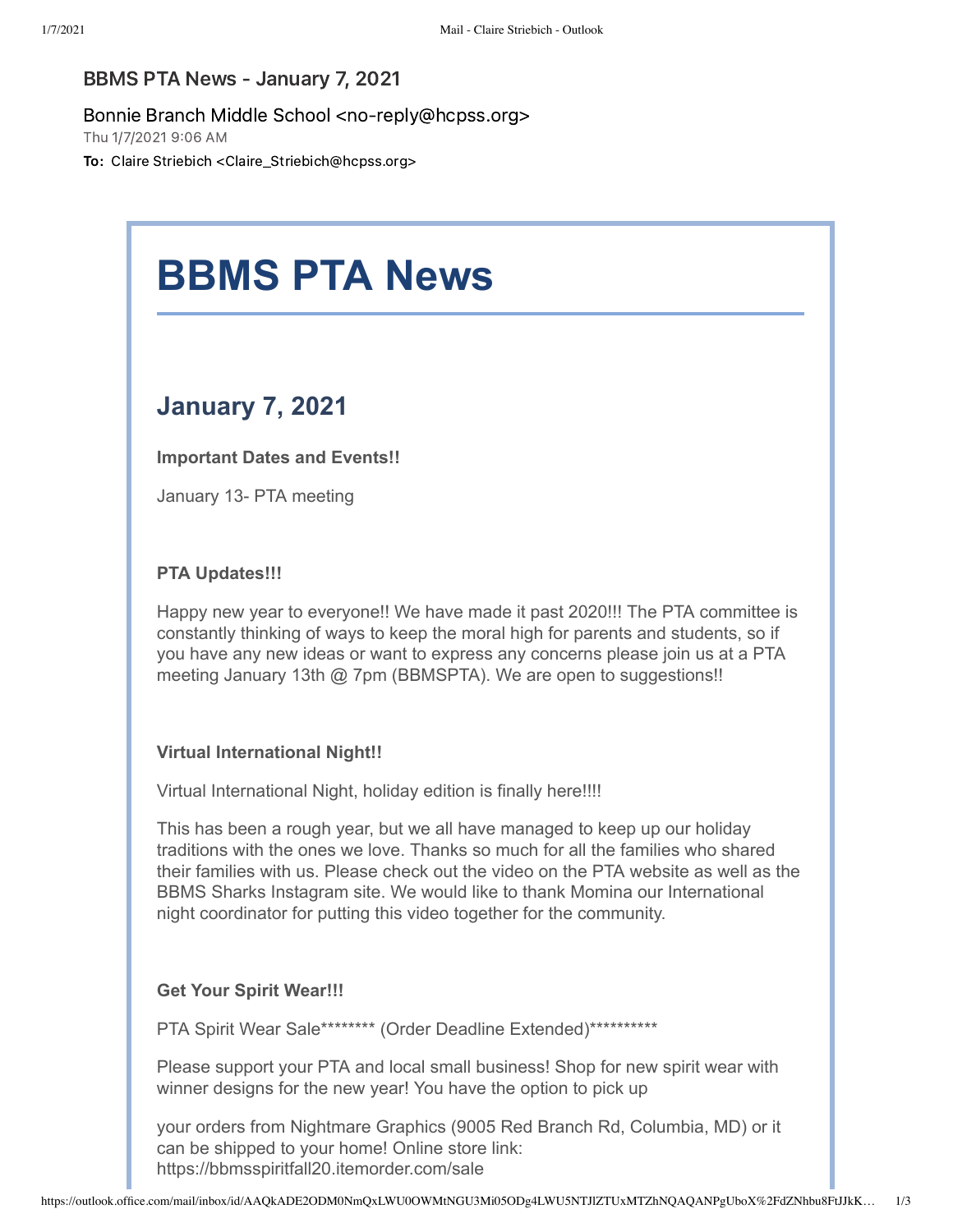BBMS PTA News - January 7, 2021

Bonnie Branch Middle School <no-reply@hcpss.org>

Thu 1/7/2021 9:06 AM

**To:** Claire Striebich <Claire_Striebich@hcpss.org>

# BBMS PTA News

## January 7, 2021

**Important Dates and Events!!**

January 13- PTA meeting

**PTA Updates!!!**

Happy new year to everyone!! We have made it past 2020!!! The PTA committee is constantly thinking of ways to keep the moral high for parents and students, so if you have any new ideas or want to express any concerns please join us at a PTA meeting January 13th @ 7pm (BBMSPTA). We are open to suggestions!!

**Virtual International Night!!**

Virtual International Night, holiday edition is finally here!!!!

This has been a rough year, but we all have managed to keep up our holiday traditions with the ones we love. Thanks so much for all the families who shared their families with us. Please check out the video on the PTA website as well as the BBMS Sharks Instagram site. We would like to thank Momina our International night coordinator for putting this video together for the community.

**Get Your Spirit Wear!!!**

PTA Spirit Wear Sale******** (Order Deadline Extended)**********

Please support your PTA and local small business! Shop for new spirit wear with winner designs for the new year! You have the option to pick up

your orders from Nightmare Graphics (9005 Red Branch Rd, Columbia, MD) or it can be shipped to your home! Online store link: https://bbmsspiritfall20.itemorder.com/sale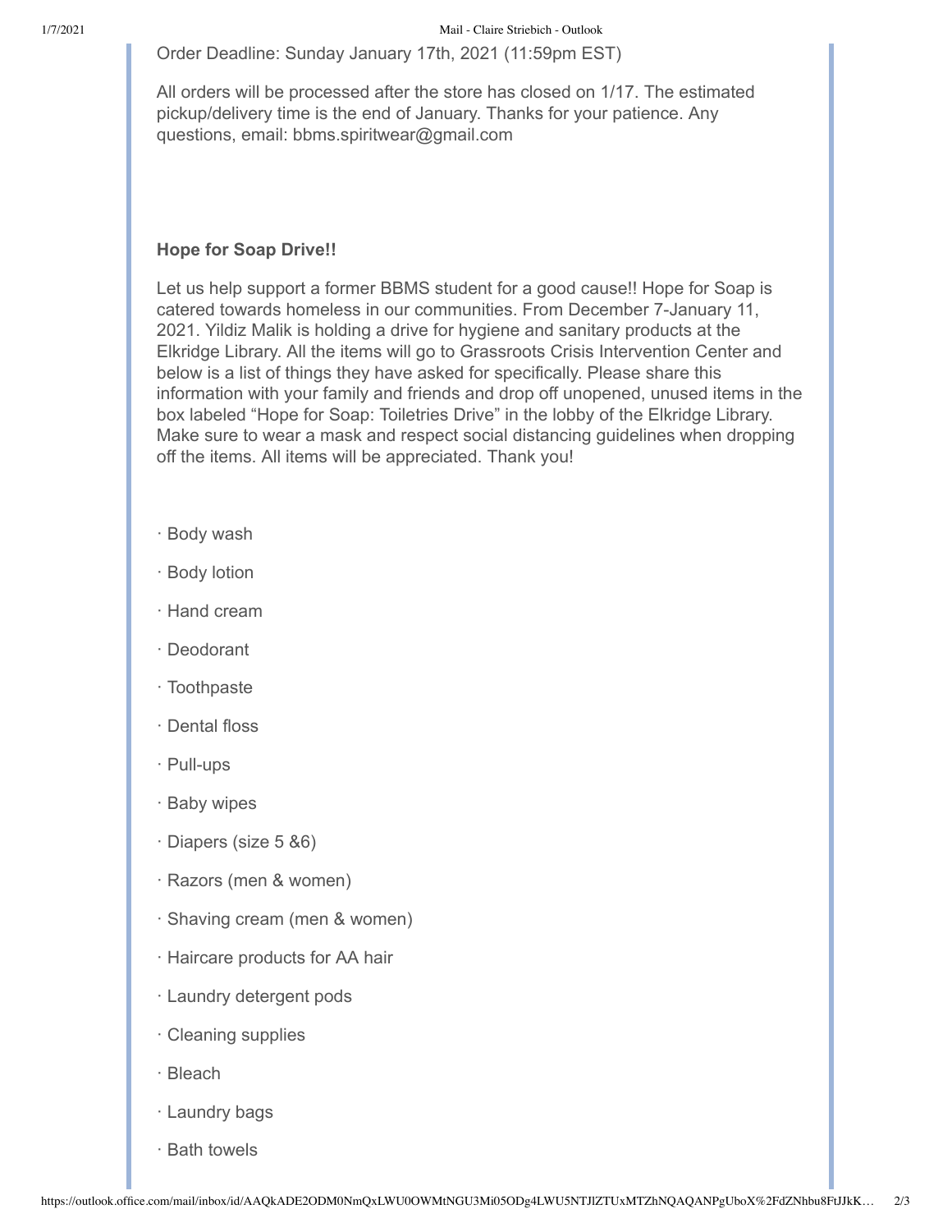Order Deadline: Sunday January 17th, 2021 (11:59pm EST)

All orders will be processed after the store has closed on 1/17. The estimated pickup/delivery time is the end of January. Thanks for your patience. Any questions, email: bbms.spiritwear@gmail.com

**Hope for Soap Drive!!**

Let us help support a former BBMS student for a good cause!! Hope for Soap is catered towards homeless in our communities. From December 7-January 11, 2021. Yildiz Malik is holding a drive for hygiene and sanitary products at the Elkridge Library. All the items will go to Grassroots Crisis Intervention Center and below is a list of things they have asked for specifically. Please share this information with your family and friends and drop off unopened, unused items in the box labeled "Hope for Soap: Toiletries Drive" in the lobby of the Elkridge Library. Make sure to wear a mask and respect social distancing guidelines when dropping off the items. All items will be appreciated. Thank you!

- Body wash
- Body lotion
- Hand cream
- Deodorant
- Toothpaste
- Dental floss
- Pull-ups
- Baby wipes
- Diapers (size 5 &6)
- Razors (men & women)
- Shaving cream (men & women)
- Haircare products for AA hair
- Laundry detergent pods
- Cleaning supplies
- Bleach
- Laundry bags
- Bath towels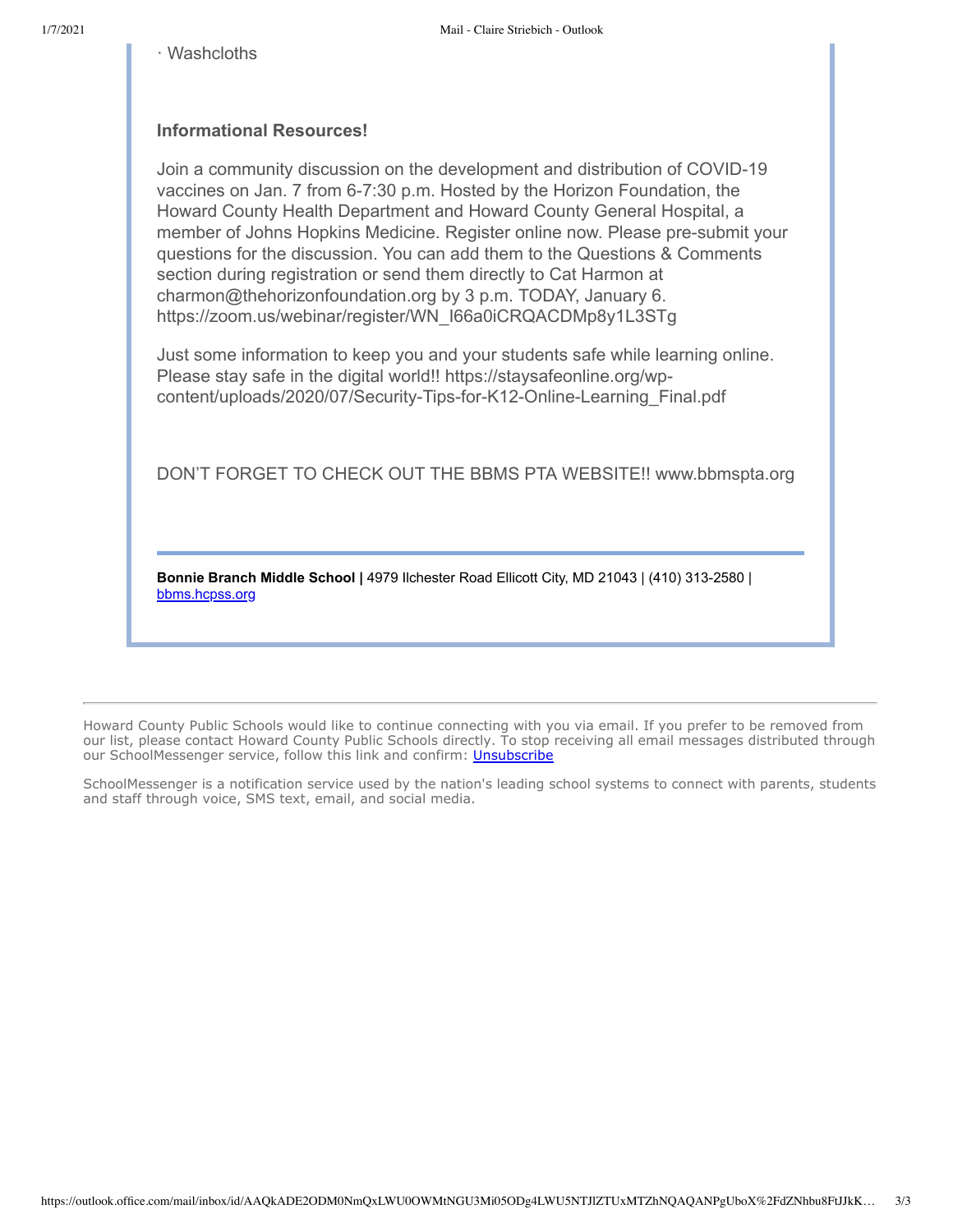· Washcloths

**Informational Resources!**

Join a community discussion on the development and distribution of COVID-19 vaccines on Jan. 7 from 6-7:30 p.m. Hosted by the Horizon Foundation, the Howard County Health Department and Howard County General Hospital, a member of Johns Hopkins Medicine. Register online now. Please pre-submit your questions for the discussion. You can add them to the Questions & Comments section during registration or send them directly to Cat Harmon at charmon@thehorizonfoundation.org by 3 p.m. TODAY, January 6. https://zoom.us/webinar/register/WN_I66a0iCRQACDMp8y1L3STg

Just some information to keep you and your students safe while learning online. Please stay safe in the digital world!! https://staysafeonline.org/wp-content/uploads/2020/07/Security-Tips-for-K12-Online-Learning_Final.pdf

DON'T FORGET TO CHECK OUT THE BBMS PTA WEBSITE!! www.bbmspta.org

---

**Bonnie Branch Middle School |** 4979 Ilchester Road Ellicott City, MD 21043 | (410) 313-2580 | bbms.hcpss.org

---

Howard County Public Schools would like to continue connecting with you via email. If you prefer to be removed from our list, please contact Howard County Public Schools directly. To stop receiving all email messages distributed through our SchoolMessenger service, follow this link and confirm: Unsubscribe

SchoolMessenger is a notification service used by the nation's leading school systems to connect with parents, students and staff through voice, SMS text, email, and social media.